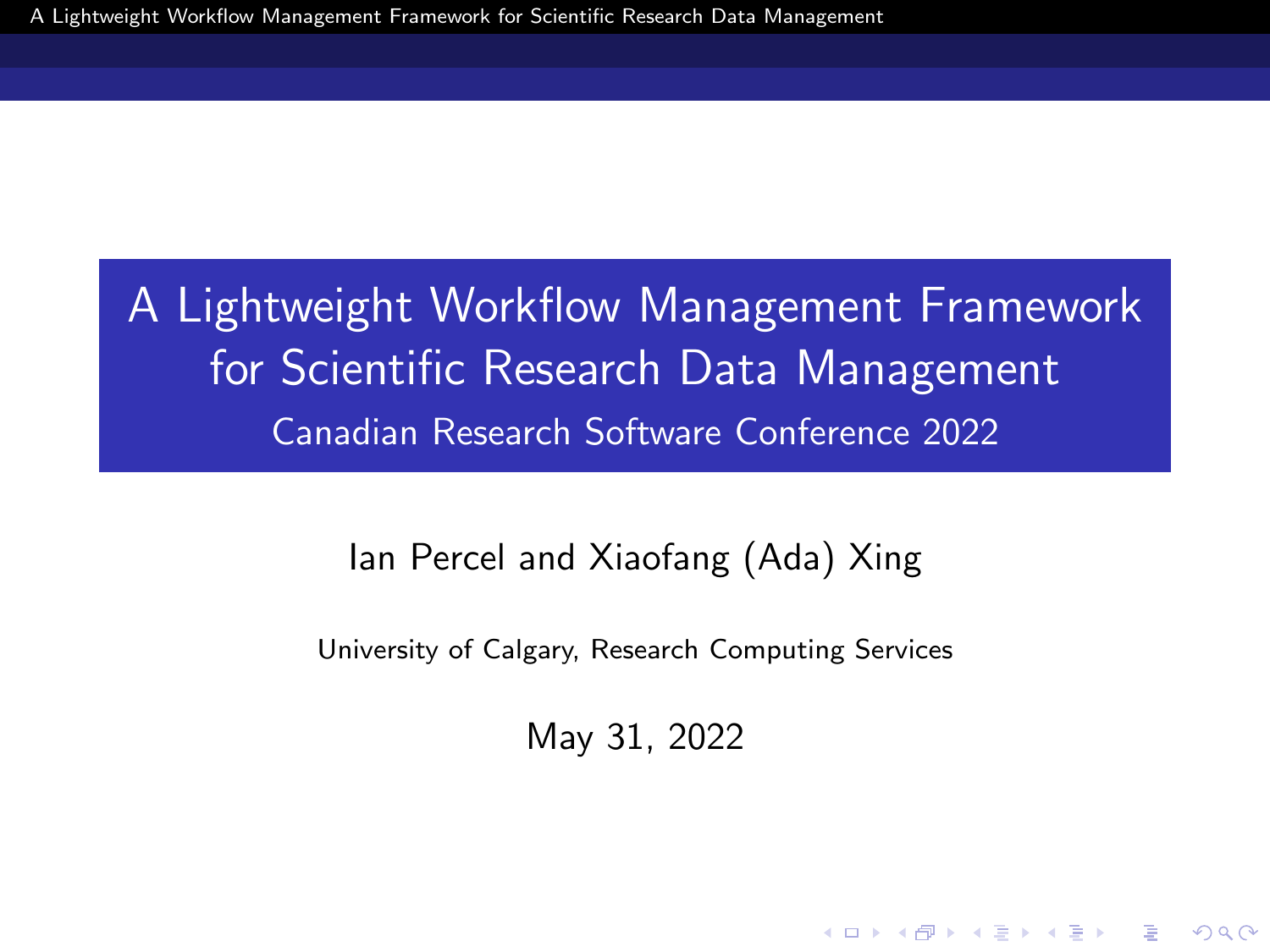# A Lightweight Workflow Management Framework for Scientific Research Data Management

## Canadian Research Software Conference 2022

Ian Percel and Xiaofang (Ada) Xing

University of Calgary, Research Computing Services

May 31, 2022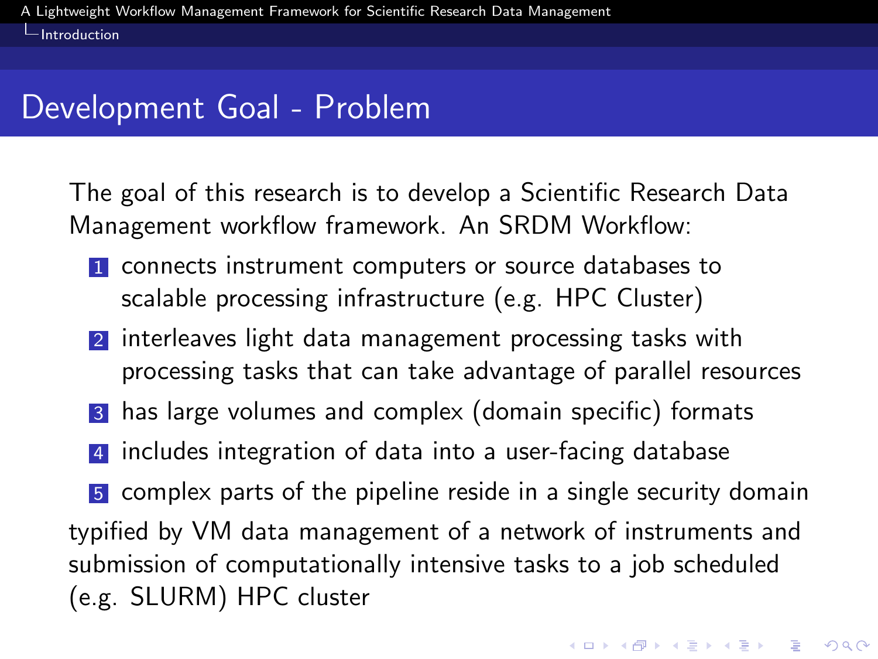# Development Goal - Problem

The goal of this research is to develop a Scientific Research Data Management workflow framework. An SRDM Workflow:

1. connects instrument computers or source databases to scalable processing infrastructure (e.g. HPC Cluster)
2. interleaves light data management processing tasks with processing tasks that can take advantage of parallel resources
3. has large volumes and complex (domain specific) formats
4. includes integration of data into a user-facing database
5. complex parts of the pipeline reside in a single security domain

typified by VM data management of a network of instruments and submission of computationally intensive tasks to a job scheduled (e.g. SLURM) HPC cluster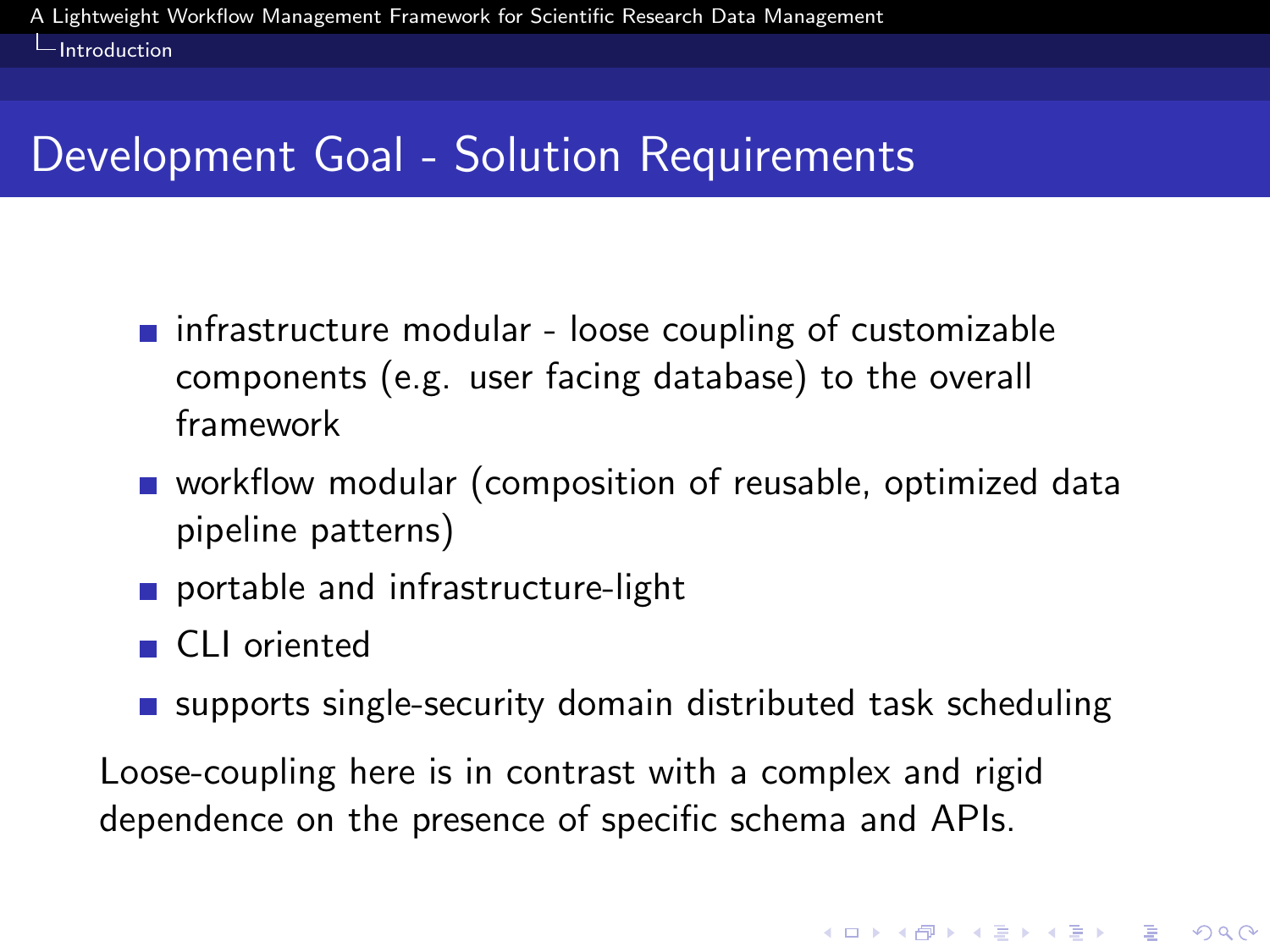## Development Goal - Solution Requirements

- infrastructure modular - loose coupling of customizable components (e.g. user facing database) to the overall framework
- workflow modular (composition of reusable, optimized data pipeline patterns)
- portable and infrastructure-light
- CLI oriented
- supports single-security domain distributed task scheduling

Loose-coupling here is in contrast with a complex and rigid dependence on the presence of specific schema and APIs.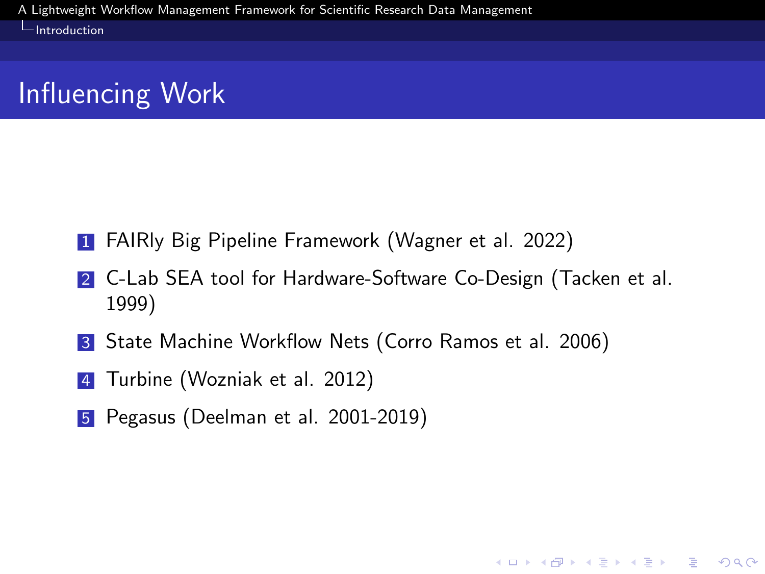# Influencing Work

1. FAIRly Big Pipeline Framework (Wagner et al. 2022)
2. C-Lab SEA tool for Hardware-Software Co-Design (Tacken et al. 1999)
3. State Machine Workflow Nets (Corro Ramos et al. 2006)
4. Turbine (Wozniak et al. 2012)
5. Pegasus (Deelman et al. 2001-2019)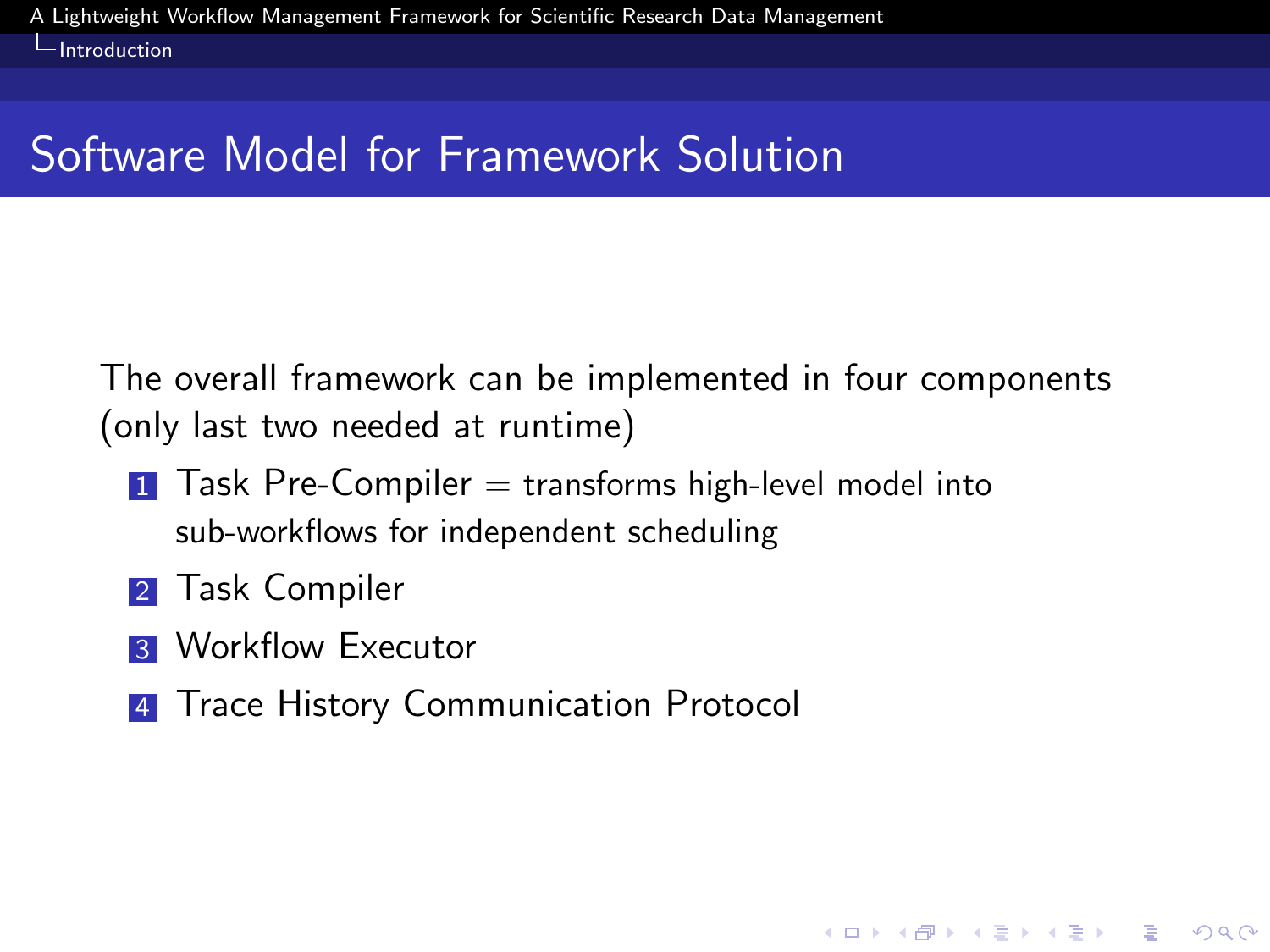# Software Model for Framework Solution

The overall framework can be implemented in four components (only last two needed at runtime)

1. Task Pre-Compiler = transforms high-level model into sub-workflows for independent scheduling
2. Task Compiler
3. Workflow Executor
4. Trace History Communication Protocol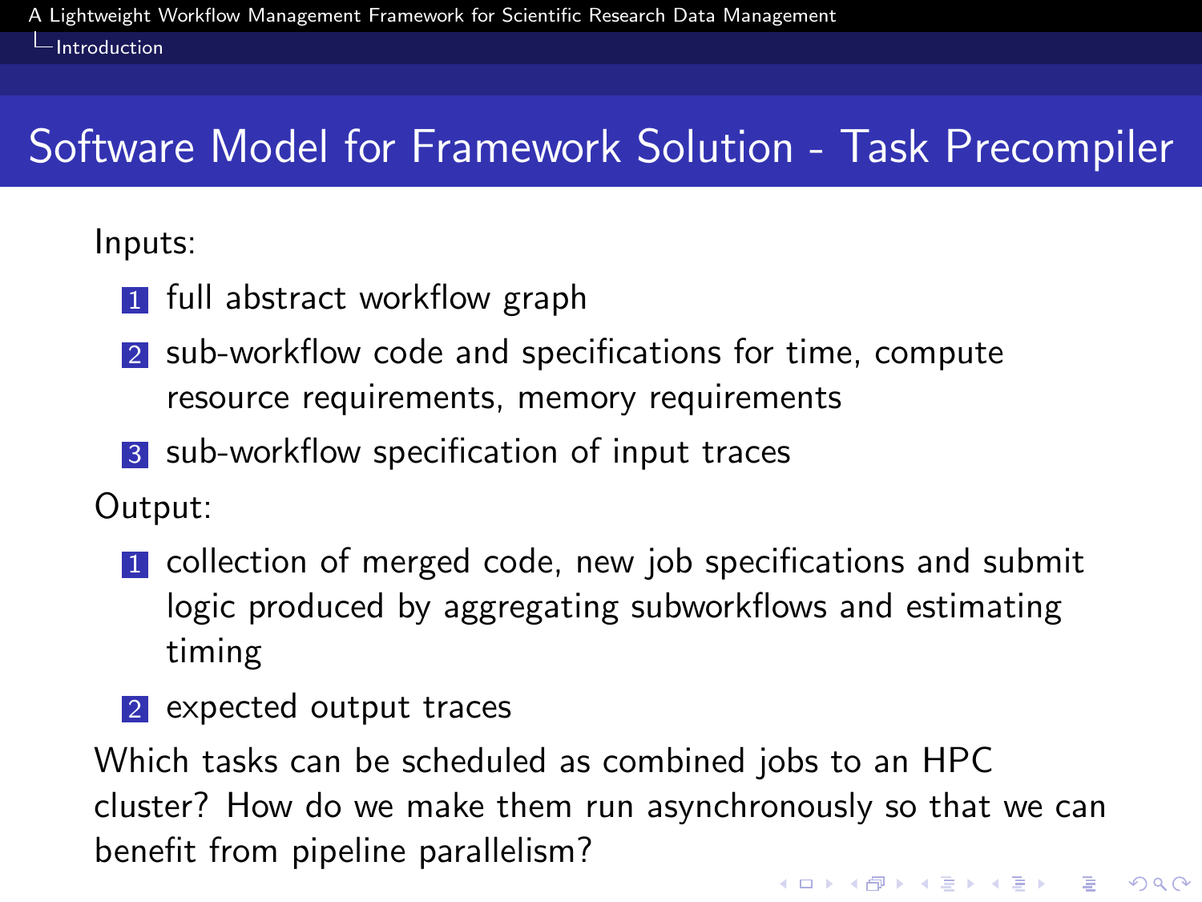# Software Model for Framework Solution - Task Precompiler

Inputs:

1. full abstract workflow graph
2. sub-workflow code and specifications for time, compute resource requirements, memory requirements
3. sub-workflow specification of input traces

Output:

1. collection of merged code, new job specifications and submit logic produced by aggregating subworkflows and estimating timing
2. expected output traces

Which tasks can be scheduled as combined jobs to an HPC cluster? How do we make them run asynchronously so that we can benefit from pipeline parallelism?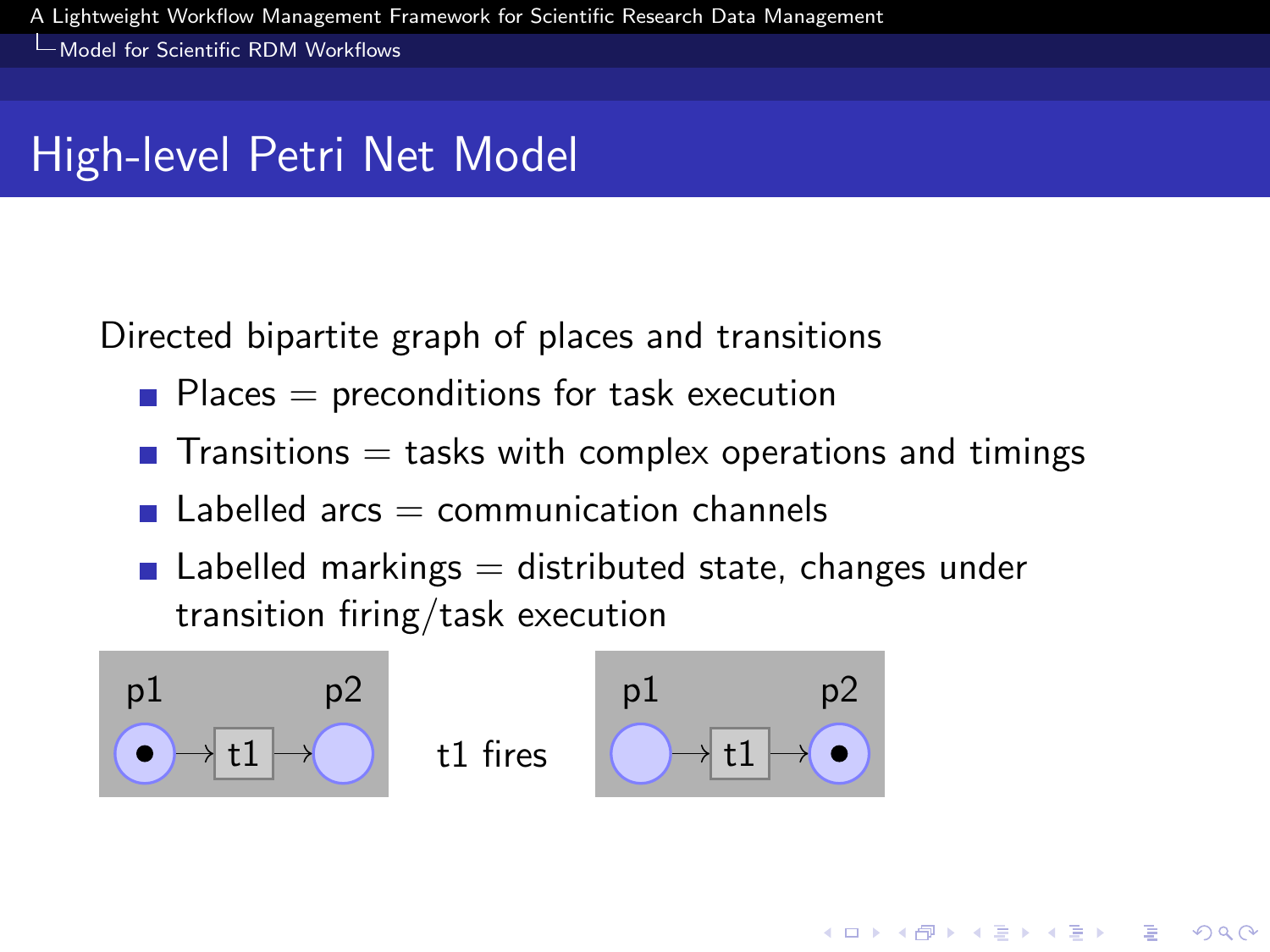## High-level Petri Net Model

Directed bipartite graph of places and transitions

- Places = preconditions for task execution
- Transitions = tasks with complex operations and timings
- Labelled arcs = communication channels
- Labelled markings = distributed state, changes under transition firing/task execution

p1 → t1 → p2    t1 fires    p1 → t1 → p2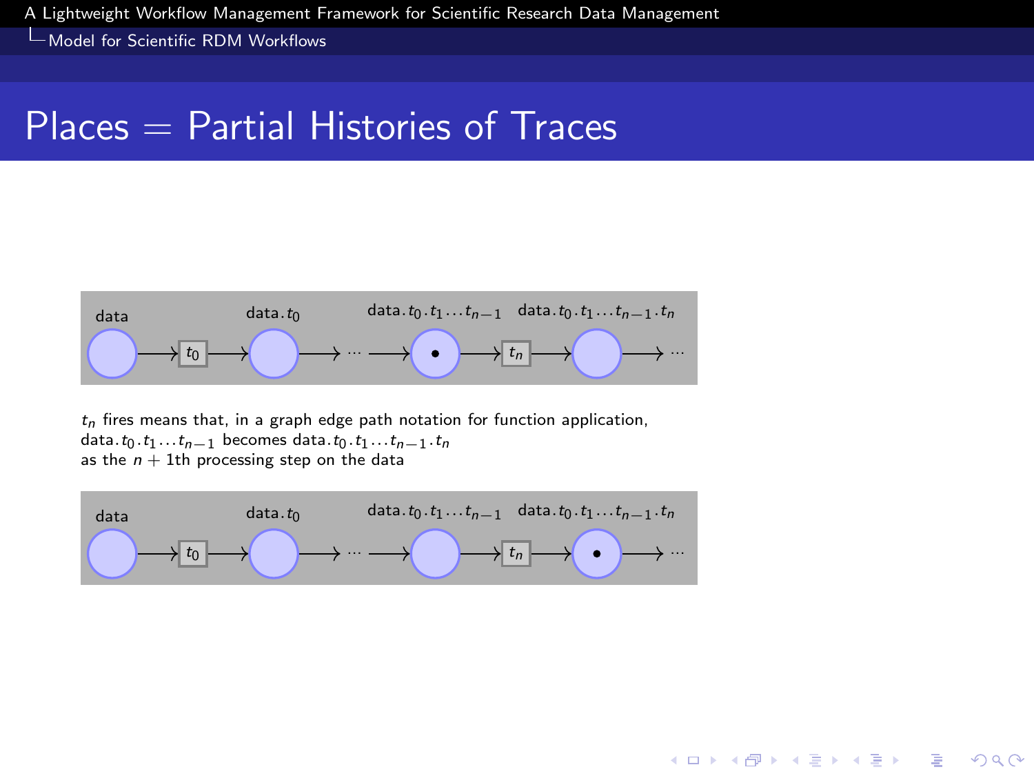# Places = Partial Histories of Traces

$t_n$ fires means that, in a graph edge path notation for function application, $\text{data}.t_0.t_1 \ldots t_{n-1}$ becomes $\text{data}.t_0.t_1 \ldots t_{n-1}.t_n$ as the $n+1$th processing step on the data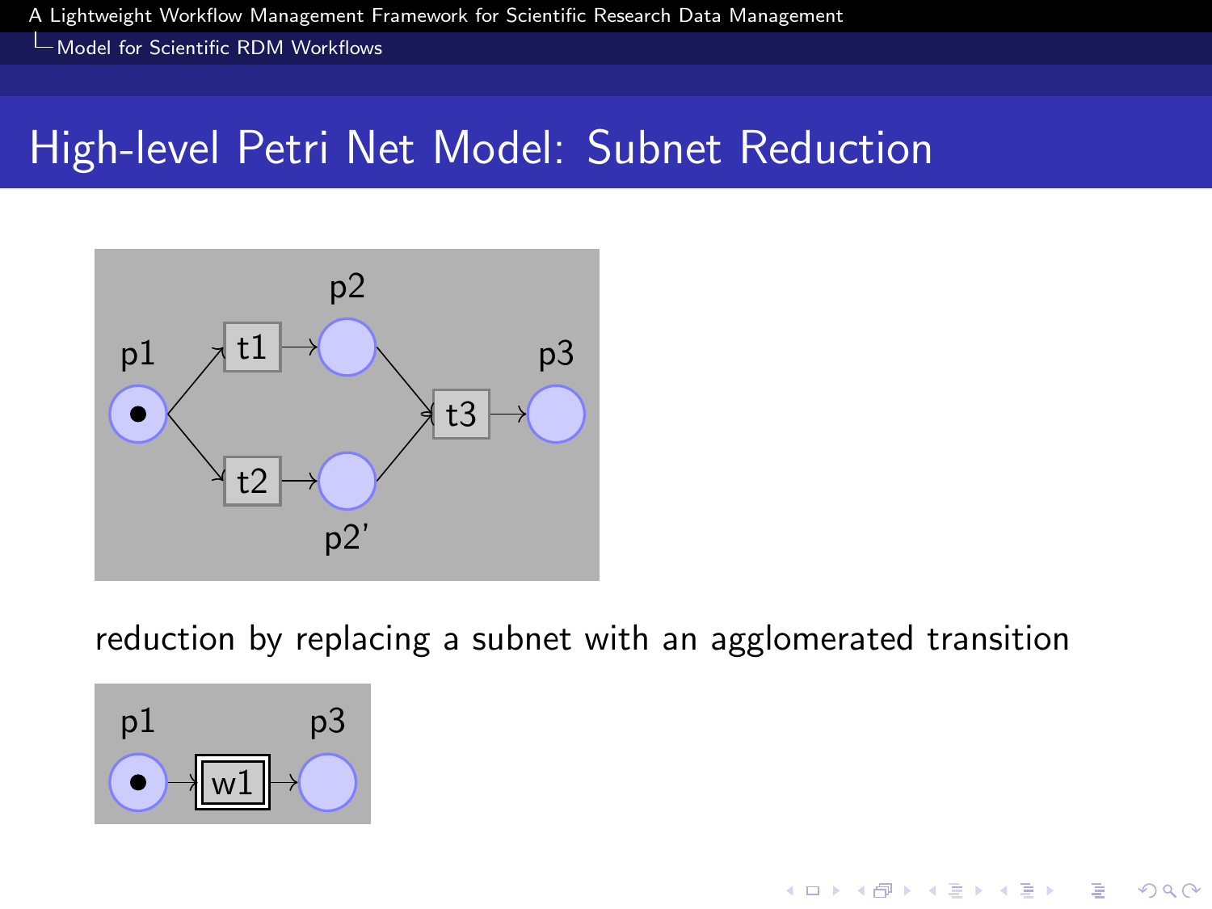# High-level Petri Net Model: Subnet Reduction

reduction by replacing a subnet with an agglomerated transition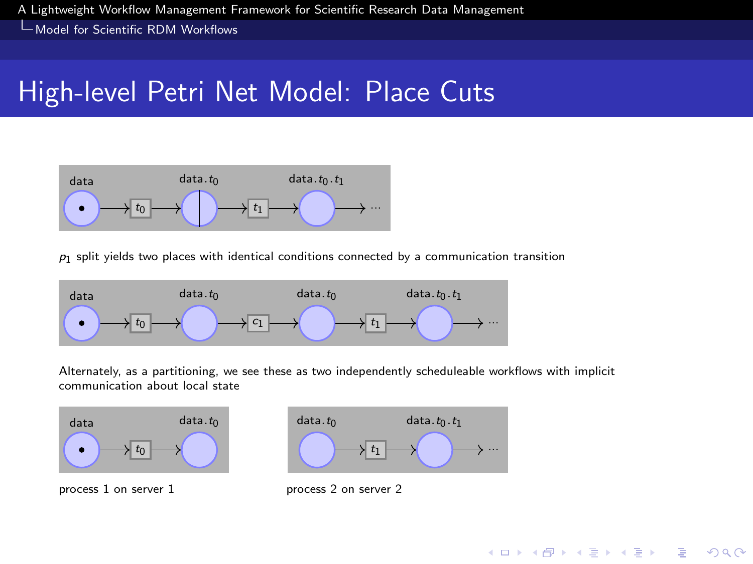# High-level Petri Net Model: Place Cuts

$p_1$ split yields two places with identical conditions connected by a communication transition

Alternately, as a partitioning, we see these as two independently scheduleable workflows with implicit communication about local state

process 1 on server 1

process 2 on server 2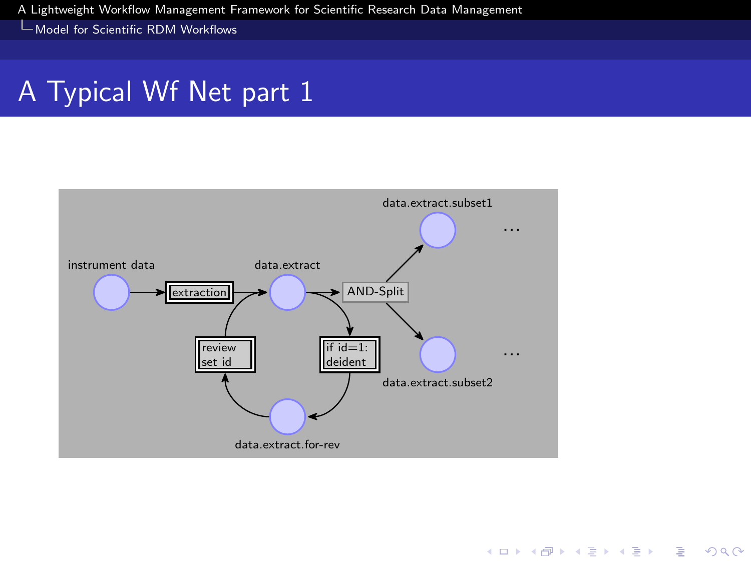# A Typical Wf Net part 1

instrument data

extraction

data.extract

AND-Split

data.extract.subset1

...

data.extract.subset2

...

review set id

if id=1: deident

data.extract.for-rev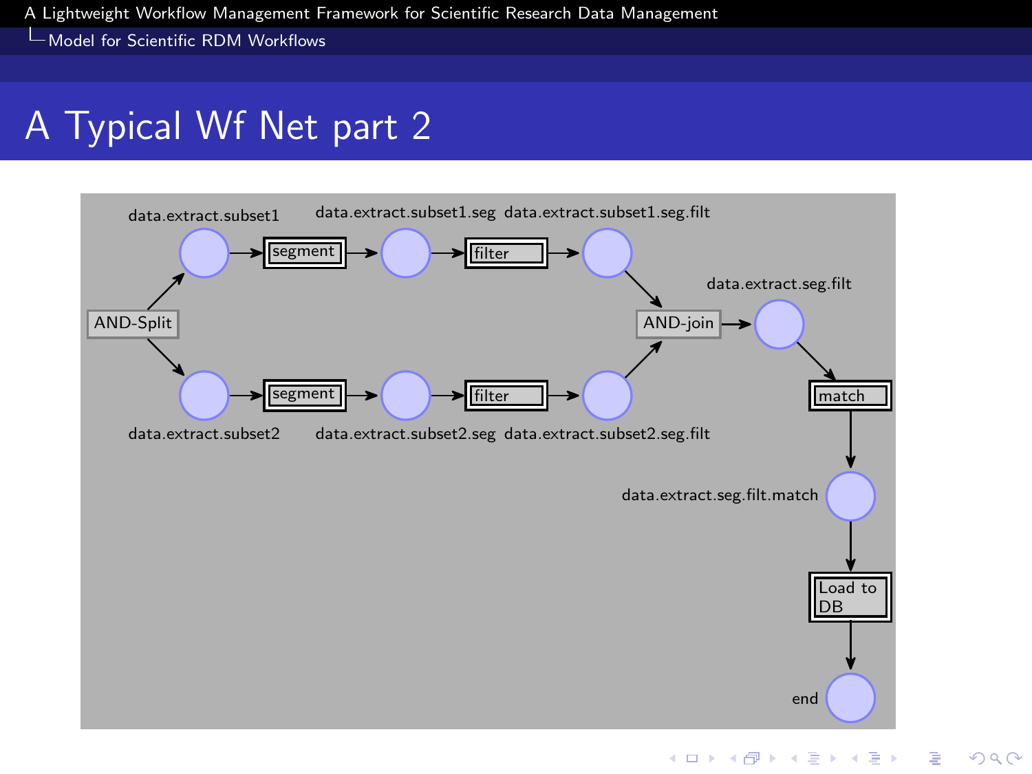# A Typical Wf Net part 2

data.extract.subset1

data.extract.subset1.seg

data.extract.subset1.seg.filt

AND-Split

segment

filter

AND-join

data.extract.seg.filt

segment

filter

data.extract.subset2

data.extract.subset2.seg

data.extract.subset2.seg.filt

match

data.extract.seg.filt.match

Load to DB

end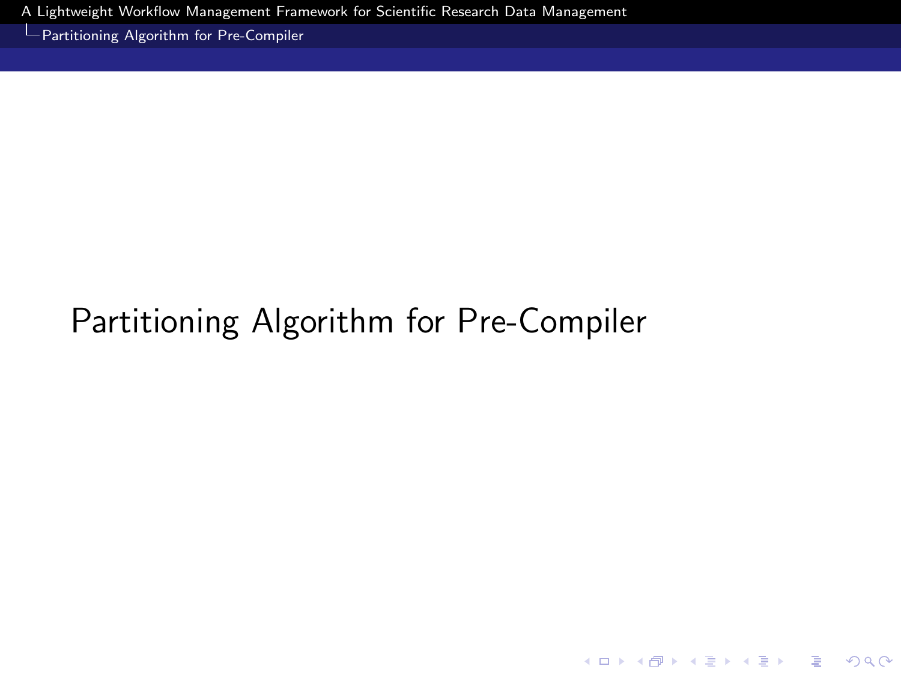# Partitioning Algorithm for Pre-Compiler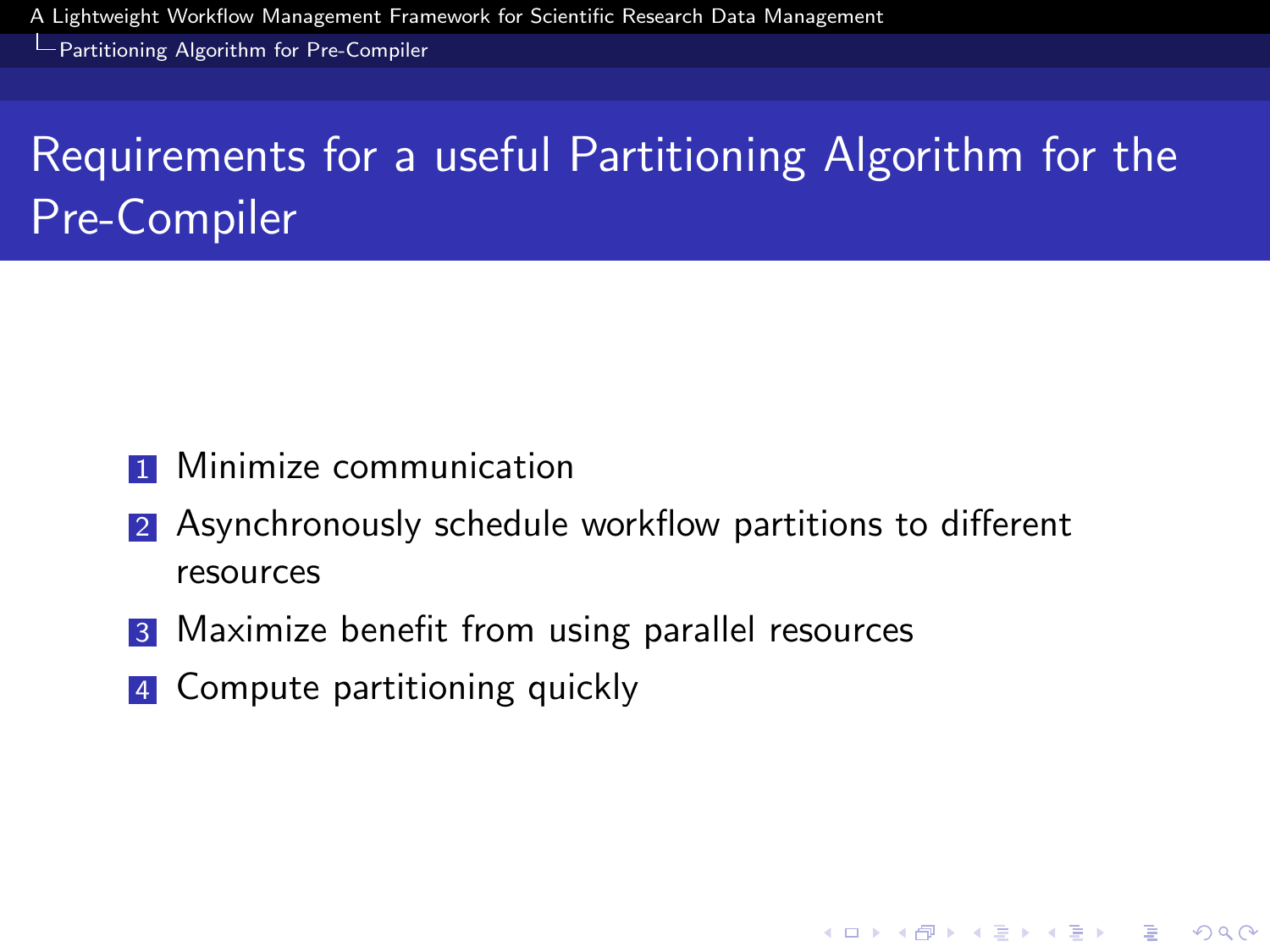# Requirements for a useful Partitioning Algorithm for the Pre-Compiler

1. Minimize communication
2. Asynchronously schedule workflow partitions to different resources
3. Maximize benefit from using parallel resources
4. Compute partitioning quickly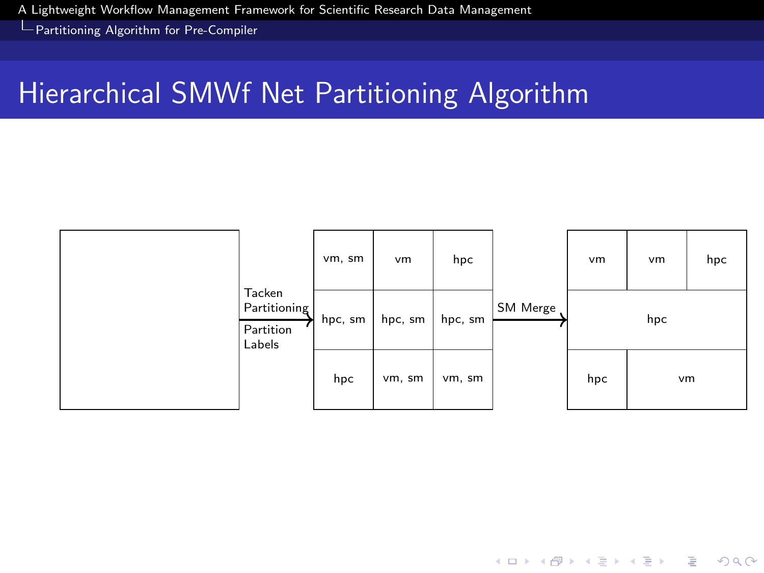# Hierarchical SMWf Net Partitioning Algorithm

Tacken Partitioning

Partition Labels

| vm, sm | vm | hpc |
|---|---|---|
| hpc, sm | hpc, sm | hpc, sm |
| hpc | vm, sm | vm, sm |

SM Merge

| vm | vm | hpc |
|---|---|---|
| hpc | | |
| hpc | vm | |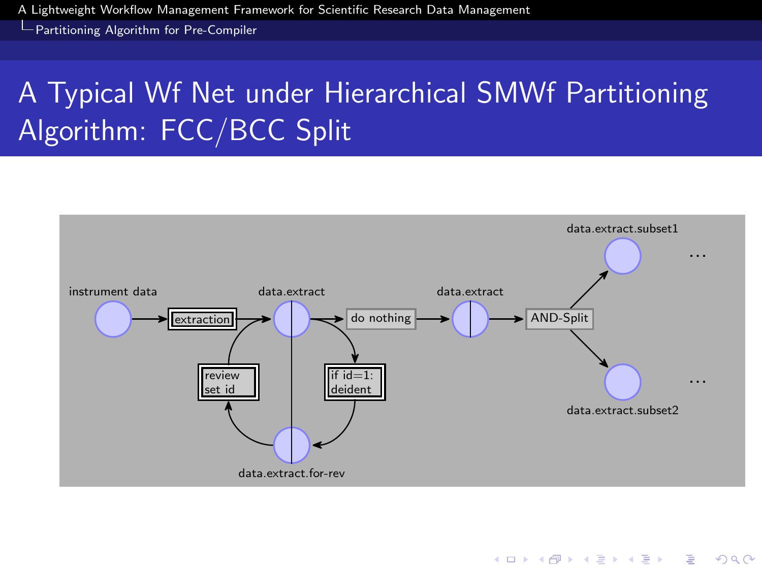# A Typical Wf Net under Hierarchical SMWf Partitioning Algorithm: FCC/BCC Split

instrument data

extraction

data.extract

do nothing

data.extract

AND-Split

data.extract.subset1

...

data.extract.subset2

...

review
set id

if id=1:
deident

data.extract.for-rev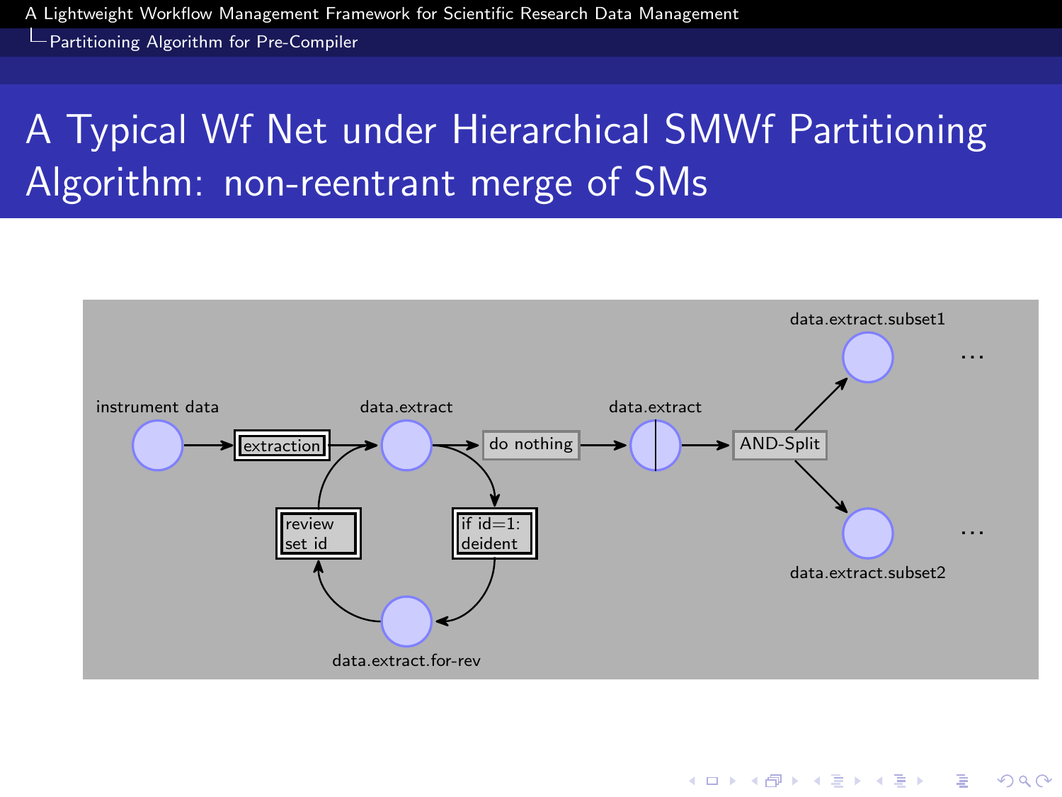# A Typical Wf Net under Hierarchical SMWf Partitioning Algorithm: non-reentrant merge of SMs

instrument data

extraction

data.extract

do nothing

data.extract

AND-Split

data.extract.subset1

...

data.extract.subset2

...

review set id

if id=1: deident

data.extract.for-rev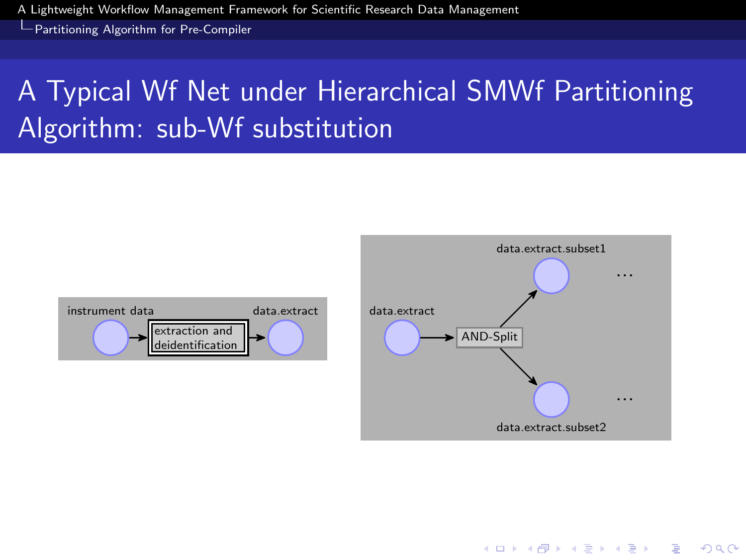# A Typical Wf Net under Hierarchical SMWf Partitioning Algorithm: sub-Wf substitution

instrument data → extraction and deidentification → data.extract

data.extract → AND-Split → data.extract.subset1 …

AND-Split → data.extract.subset2 …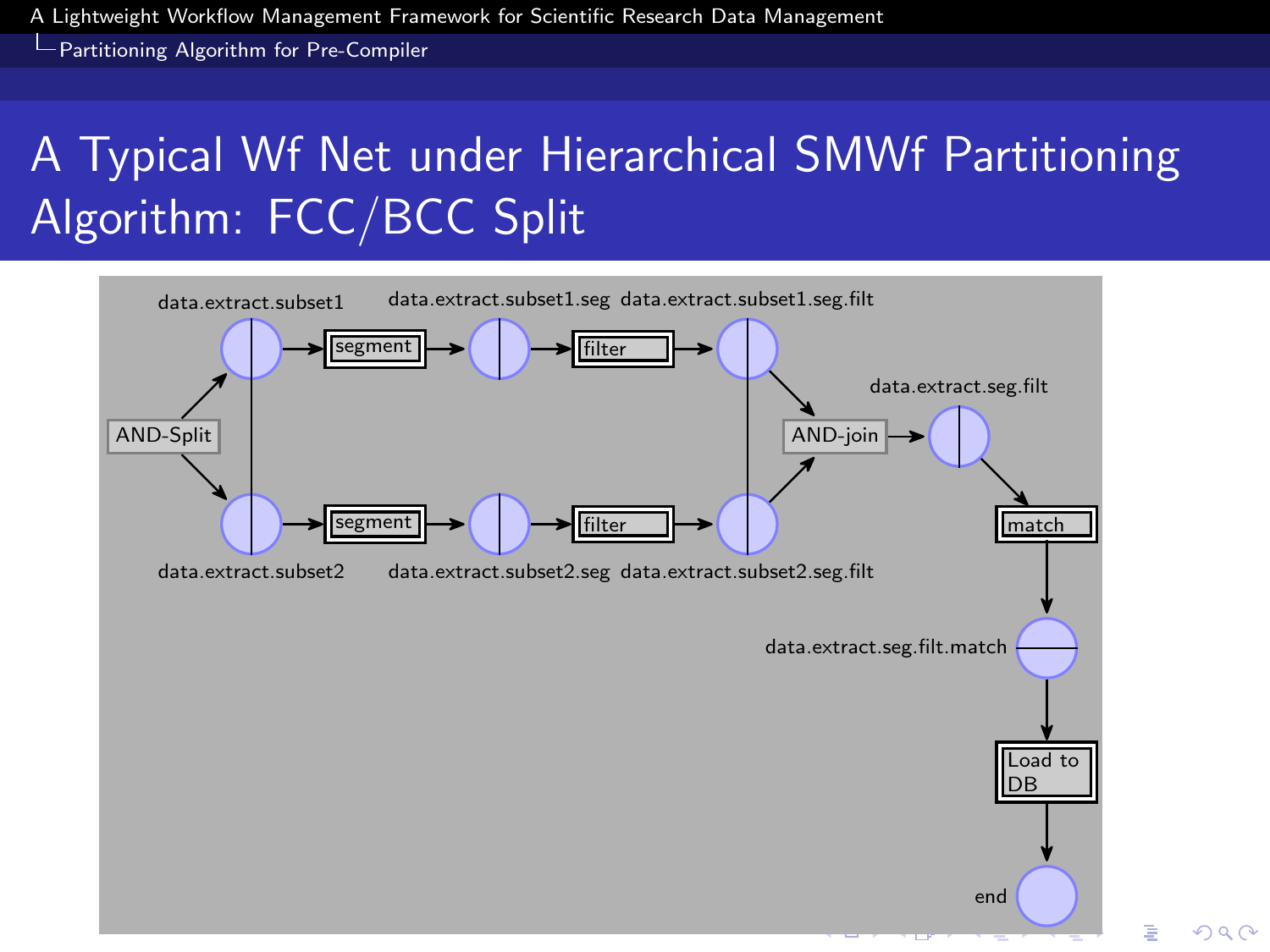# A Typical Wf Net under Hierarchical SMWf Partitioning Algorithm: FCC/BCC Split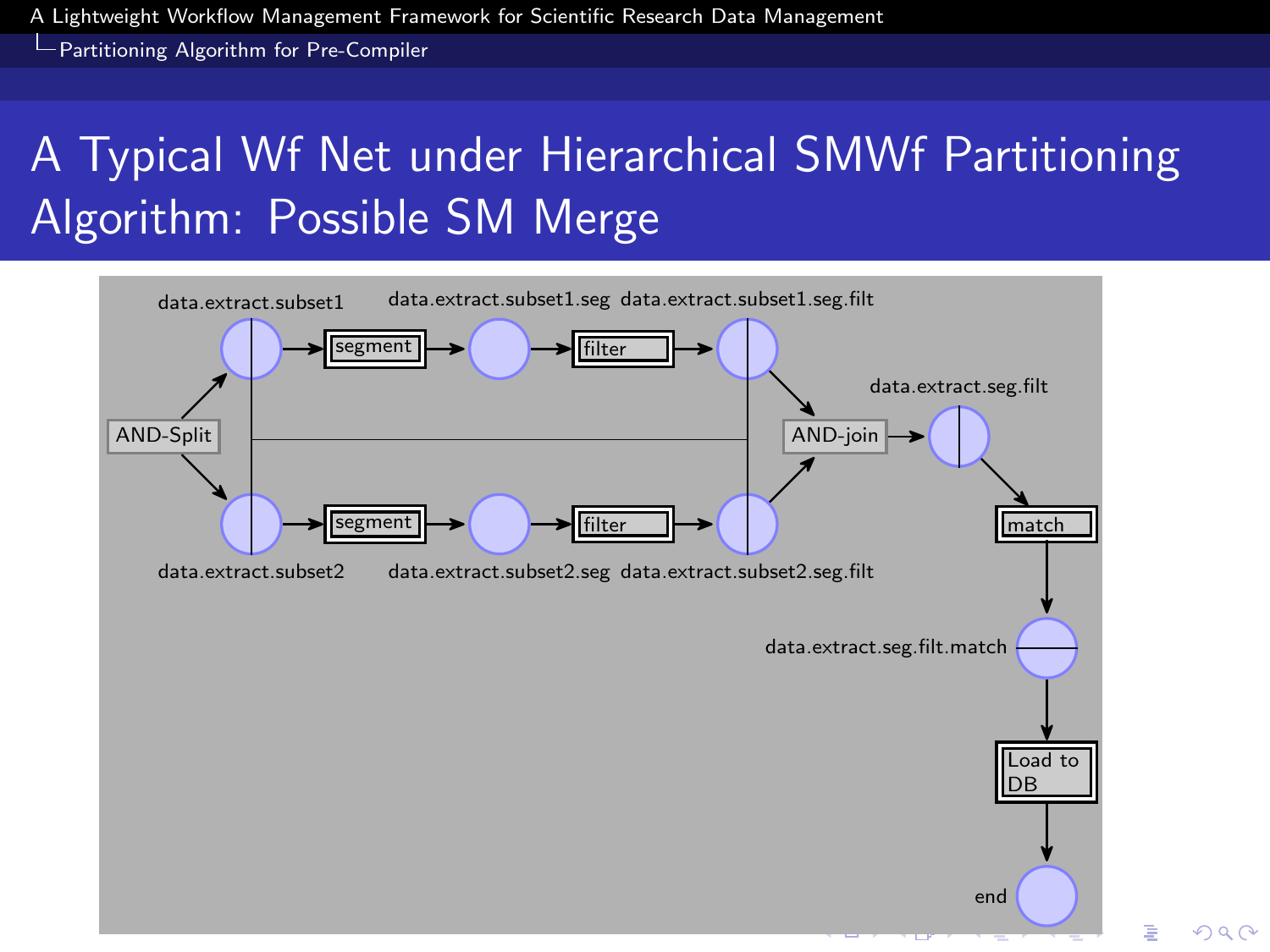# A Typical Wf Net under Hierarchical SMWf Partitioning Algorithm: Possible SM Merge

data.extract.subset1

data.extract.subset1.seg

data.extract.subset1.seg.filt

AND-Split

segment

filter

segment

filter

AND-join

data.extract.seg.filt

match

data.extract.subset2

data.extract.subset2.seg

data.extract.subset2.seg.filt

data.extract.seg.filt.match

Load to DB

end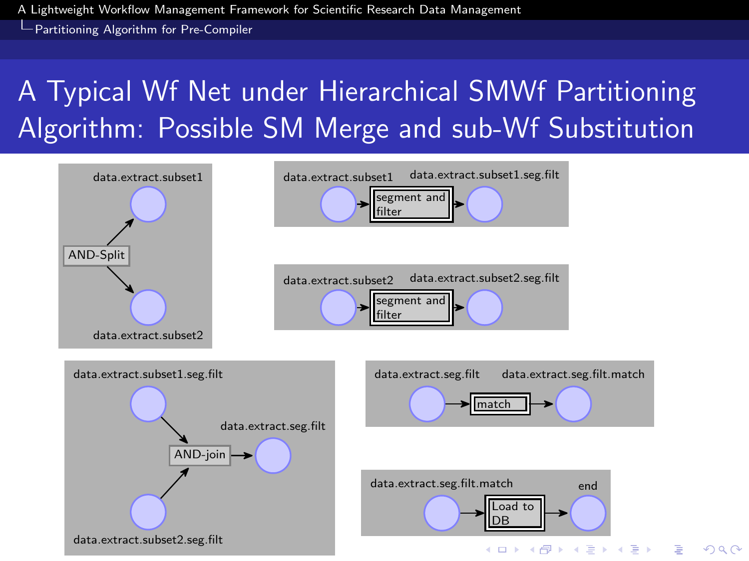# A Typical Wf Net under Hierarchical SMWf Partitioning Algorithm: Possible SM Merge and sub-Wf Substitution

data.extract.subset1

AND-Split

data.extract.subset2

data.extract.subset1 — segment and filter — data.extract.subset1.seg.filt

data.extract.subset2 — segment and filter — data.extract.subset2.seg.filt

data.extract.subset1.seg.filt

AND-join — data.extract.seg.filt

data.extract.subset2.seg.filt

data.extract.seg.filt — match — data.extract.seg.filt.match

data.extract.seg.filt.match — Load to DB — end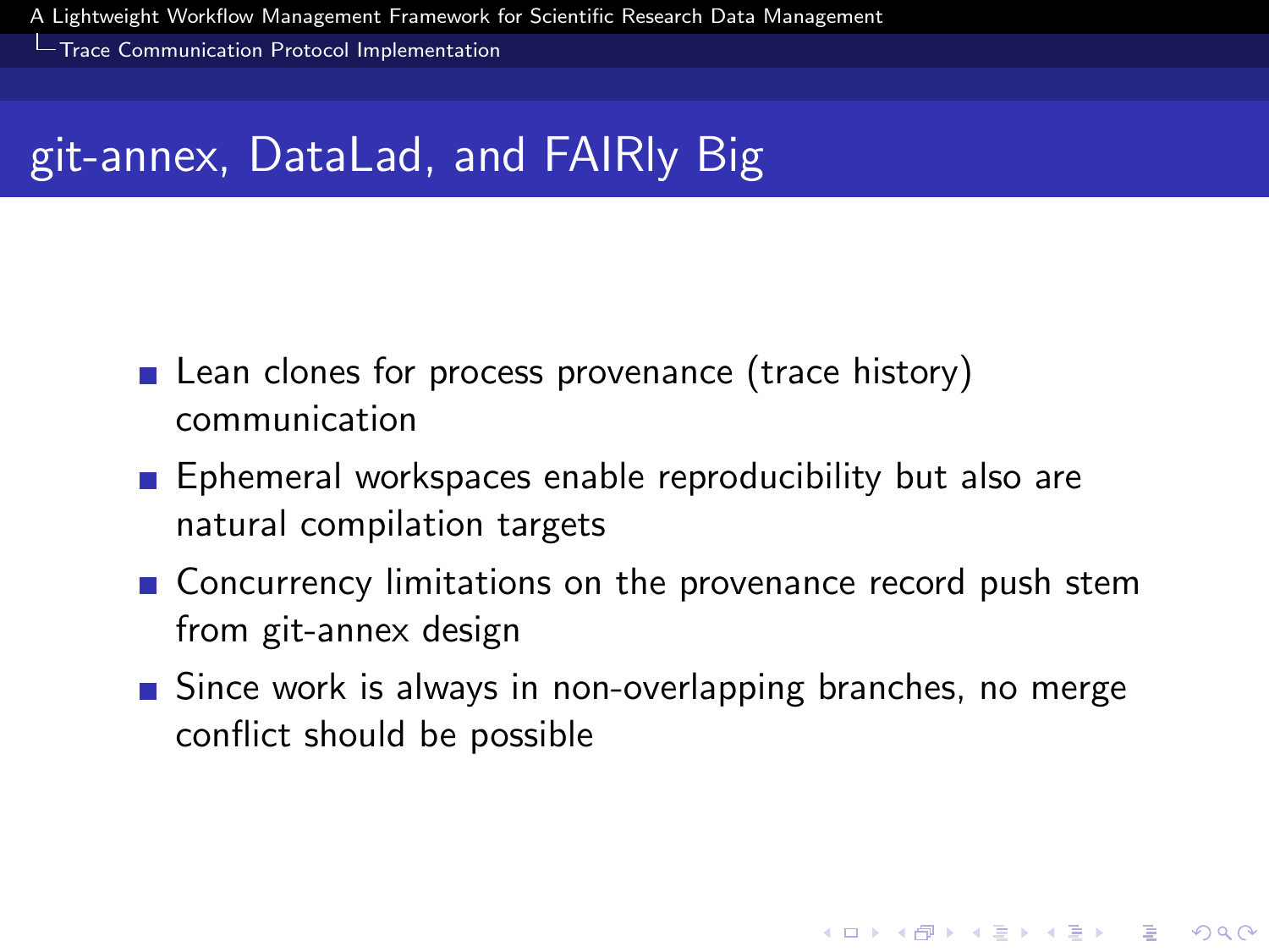# git-annex, DataLad, and FAIRly Big

- Lean clones for process provenance (trace history) communication
- Ephemeral workspaces enable reproducibility but also are natural compilation targets
- Concurrency limitations on the provenance record push stem from git-annex design
- Since work is always in non-overlapping branches, no merge conflict should be possible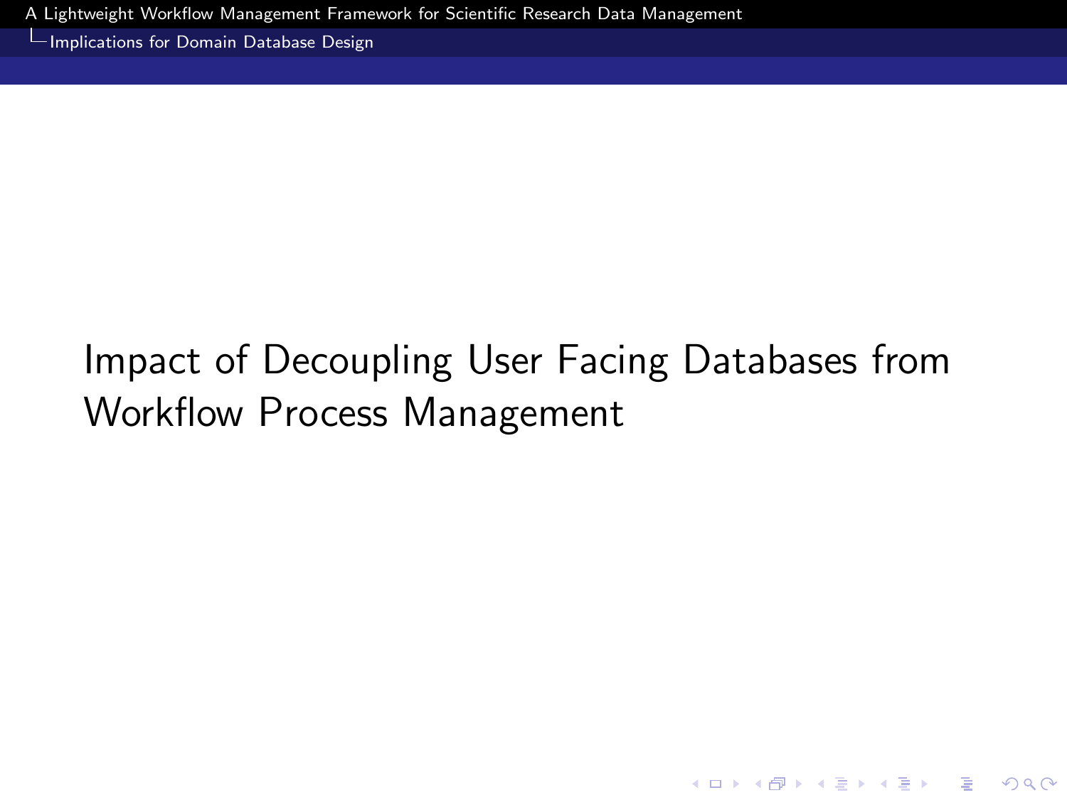# Impact of Decoupling User Facing Databases from Workflow Process Management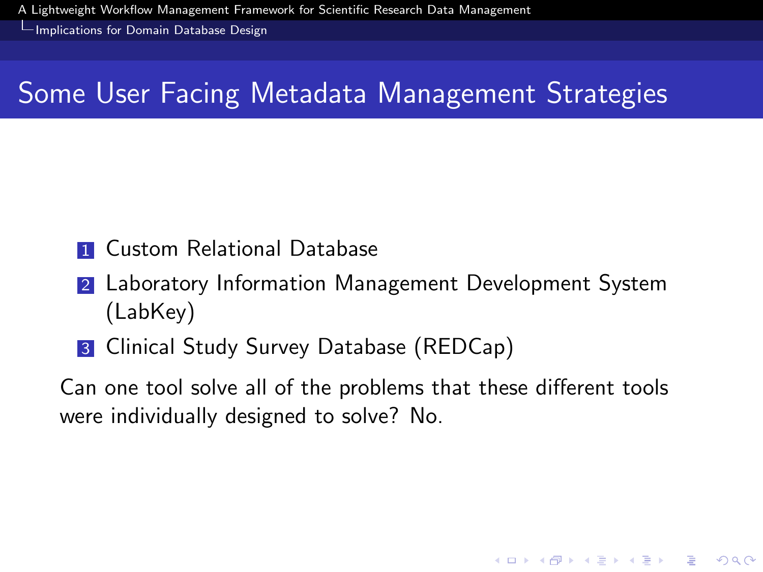# Some User Facing Metadata Management Strategies

1. Custom Relational Database
2. Laboratory Information Management Development System (LabKey)
3. Clinical Study Survey Database (REDCap)

Can one tool solve all of the problems that these different tools were individually designed to solve? No.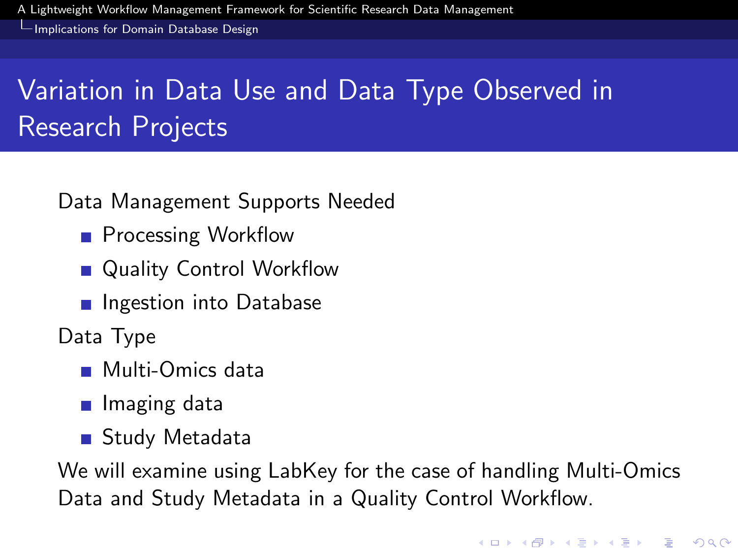# Variation in Data Use and Data Type Observed in Research Projects

Data Management Supports Needed

- Processing Workflow
- Quality Control Workflow
- Ingestion into Database

Data Type

- Multi-Omics data
- Imaging data
- Study Metadata

We will examine using LabKey for the case of handling Multi-Omics Data and Study Metadata in a Quality Control Workflow.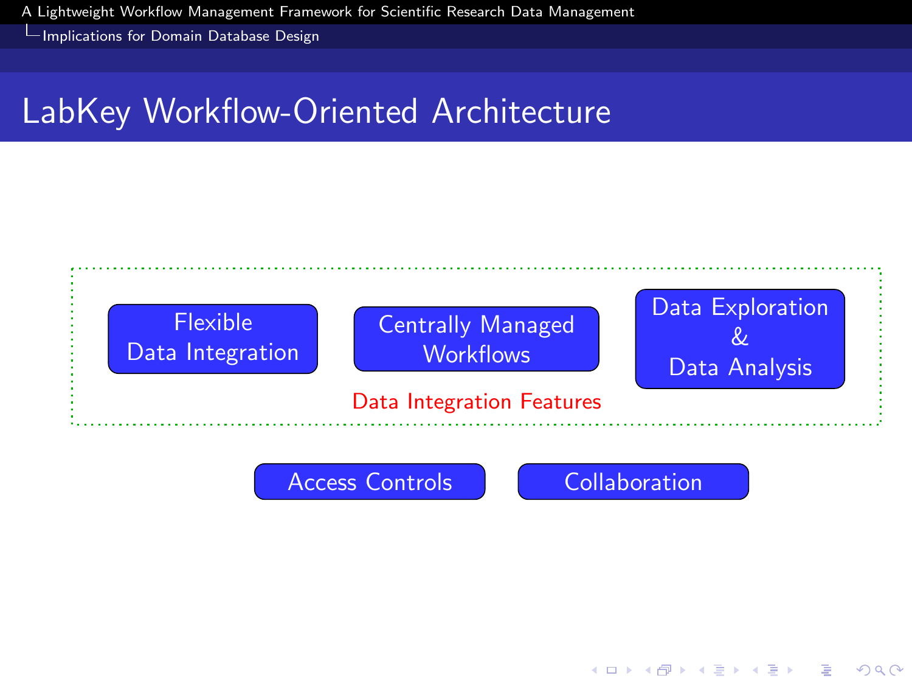# LabKey Workflow-Oriented Architecture

Flexible Data Integration

Centrally Managed Workflows

Data Exploration & Data Analysis

Data Integration Features

Access Controls

Collaboration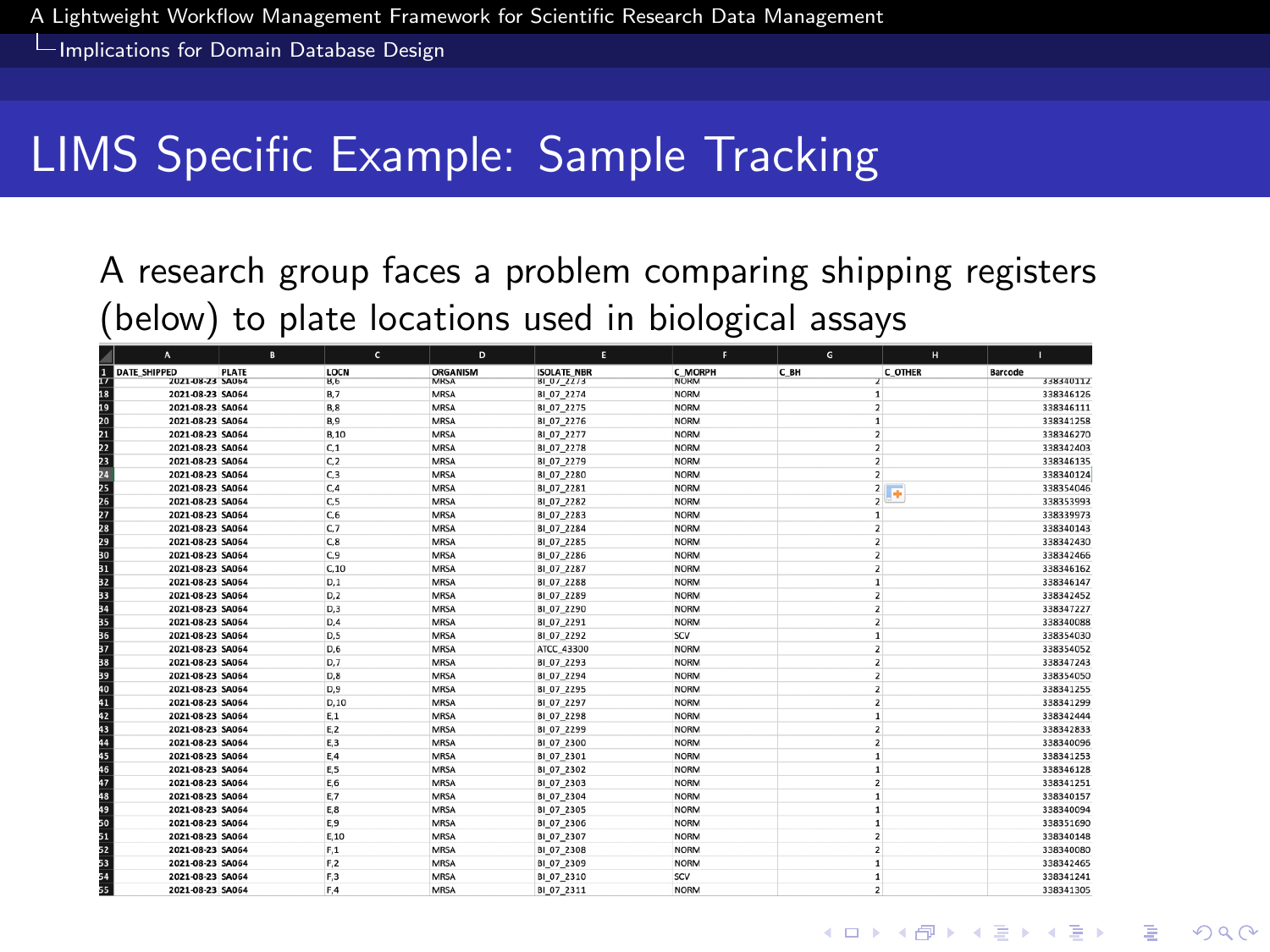# LIMS Specific Example: Sample Tracking

A research group faces a problem comparing shipping registers (below) to plate locations used in biological assays

| | A | B | C | D | E | F | G | H | I |
|---|---|---|---|---|---|---|---|---|---|
| 1 | DATE_SHIPPED | PLATE | LOCN | ORGANISM | ISOLATE_NBR | C_MORPH | C_BH | C_OTHER | Barcode |
| 17 | 2021-08-23 | SA064 | B,6 | MRSA | BI_07_2273 | NORM | 2 | | 338340112 |
| 18 | 2021-08-23 | SA064 | B,7 | MRSA | BI_07_2274 | NORM | 1 | | 338346126 |
| 19 | 2021-08-23 | SA064 | B,8 | MRSA | BI_07_2275 | NORM | 2 | | 338346111 |
| 20 | 2021-08-23 | SA064 | B,9 | MRSA | BI_07_2276 | NORM | 1 | | 338341258 |
| 21 | 2021-08-23 | SA064 | B,10 | MRSA | BI_07_2277 | NORM | 2 | | 338346270 |
| 22 | 2021-08-23 | SA064 | C,1 | MRSA | BI_07_2278 | NORM | 2 | | 338342403 |
| 23 | 2021-08-23 | SA064 | C,2 | MRSA | BI_07_2279 | NORM | 2 | | 338346135 |
| 24 | 2021-08-23 | SA064 | C,3 | MRSA | BI_07_2280 | NORM | 2 | | 338340124 |
| 25 | 2021-08-23 | SA064 | C,4 | MRSA | BI_07_2281 | NORM | 2 | | 338354046 |
| 26 | 2021-08-23 | SA064 | C,5 | MRSA | BI_07_2282 | NORM | 2 | | 338353993 |
| 27 | 2021-08-23 | SA064 | C,6 | MRSA | BI_07_2283 | NORM | 1 | | 338339973 |
| 28 | 2021-08-23 | SA064 | C,7 | MRSA | BI_07_2284 | NORM | 2 | | 338340143 |
| 29 | 2021-08-23 | SA064 | C,8 | MRSA | BI_07_2285 | NORM | 2 | | 338342430 |
| 30 | 2021-08-23 | SA064 | C,9 | MRSA | BI_07_2286 | NORM | 2 | | 338342466 |
| 31 | 2021-08-23 | SA064 | C,10 | MRSA | BI_07_2287 | NORM | 2 | | 338346162 |
| 32 | 2021-08-23 | SA064 | D,1 | MRSA | BI_07_2288 | NORM | 1 | | 338346147 |
| 33 | 2021-08-23 | SA064 | D,2 | MRSA | BI_07_2289 | NORM | 2 | | 338342452 |
| 34 | 2021-08-23 | SA064 | D,3 | MRSA | BI_07_2290 | NORM | 2 | | 338347227 |
| 35 | 2021-08-23 | SA064 | D,4 | MRSA | BI_07_2291 | NORM | 2 | | 338340088 |
| 36 | 2021-08-23 | SA064 | D,5 | MRSA | BI_07_2292 | SCV | 1 | | 338354030 |
| 37 | 2021-08-23 | SA064 | D,6 | MRSA | ATCC_43300 | NORM | 2 | | 338354052 |
| 38 | 2021-08-23 | SA064 | D,7 | MRSA | BI_07_2293 | NORM | 2 | | 338347243 |
| 39 | 2021-08-23 | SA064 | D,8 | MRSA | BI_07_2294 | NORM | 2 | | 338354050 |
| 40 | 2021-08-23 | SA064 | D,9 | MRSA | BI_07_2295 | NORM | 2 | | 338341255 |
| 41 | 2021-08-23 | SA064 | D,10 | MRSA | BI_07_2297 | NORM | 2 | | 338341299 |
| 42 | 2021-08-23 | SA064 | E,1 | MRSA | BI_07_2298 | NORM | 1 | | 338342444 |
| 43 | 2021-08-23 | SA064 | E,2 | MRSA | BI_07_2299 | NORM | 2 | | 338342833 |
| 44 | 2021-08-23 | SA064 | E,3 | MRSA | BI_07_2300 | NORM | 2 | | 338340096 |
| 45 | 2021-08-23 | SA064 | E,4 | MRSA | BI_07_2301 | NORM | 1 | | 338341253 |
| 46 | 2021-08-23 | SA064 | E,5 | MRSA | BI_07_2302 | NORM | 1 | | 338346128 |
| 47 | 2021-08-23 | SA064 | E,6 | MRSA | BI_07_2303 | NORM | 2 | | 338341251 |
| 48 | 2021-08-23 | SA064 | E,7 | MRSA | BI_07_2304 | NORM | 1 | | 338340157 |
| 49 | 2021-08-23 | SA064 | E,8 | MRSA | BI_07_2305 | NORM | 1 | | 338340094 |
| 50 | 2021-08-23 | SA064 | E,9 | MRSA | BI_07_2306 | NORM | 1 | | 338351690 |
| 51 | 2021-08-23 | SA064 | E,10 | MRSA | BI_07_2307 | NORM | 2 | | 338340148 |
| 52 | 2021-08-23 | SA064 | F,1 | MRSA | BI_07_2308 | NORM | 2 | | 338340080 |
| 53 | 2021-08-23 | SA064 | F,2 | MRSA | BI_07_2309 | NORM | 1 | | 338342465 |
| 54 | 2021-08-23 | SA064 | F,3 | MRSA | BI_07_2310 | SCV | 1 | | 338341241 |
| 55 | 2021-08-23 | SA064 | F,4 | MRSA | BI_07_2311 | NORM | 2 | | 338341305 |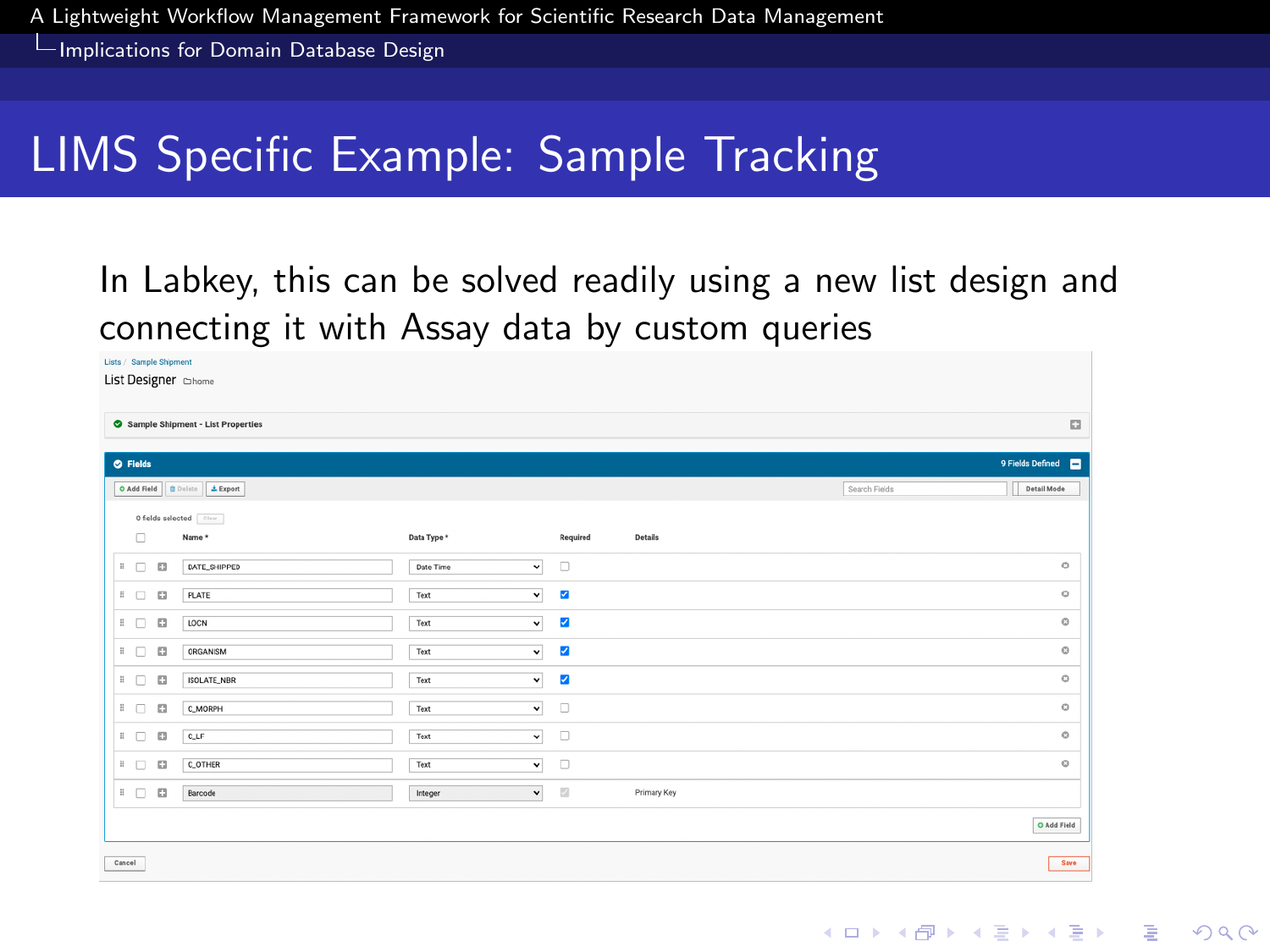# LIMS Specific Example: Sample Tracking

In Labkey, this can be solved readily using a new list design and connecting it with Assay data by custom queries

Lists / Sample Shipment

List Designer home

Sample Shipment - List Properties

Fields — 9 Fields Defined

Add Field | Delete | Export | Search Fields | Detail Mode

0 fields selected

| Name * | Data Type * | Required | Details |
|---|---|---|---|
| DATE_SHIPPED | Date Time | ☐ | |
| PLATE | Text | ☑ | |
| LOCN | Text | ☑ | |
| ORGANISM | Text | ☑ | |
| ISOLATE_NBR | Text | ☑ | |
| C_MORPH | Text | ☐ | |
| C_LF | Text | ☐ | |
| C_OTHER | Text | ☐ | |
| Barcode | Integer | ☑ | Primary Key |

Add Field

Cancel | Save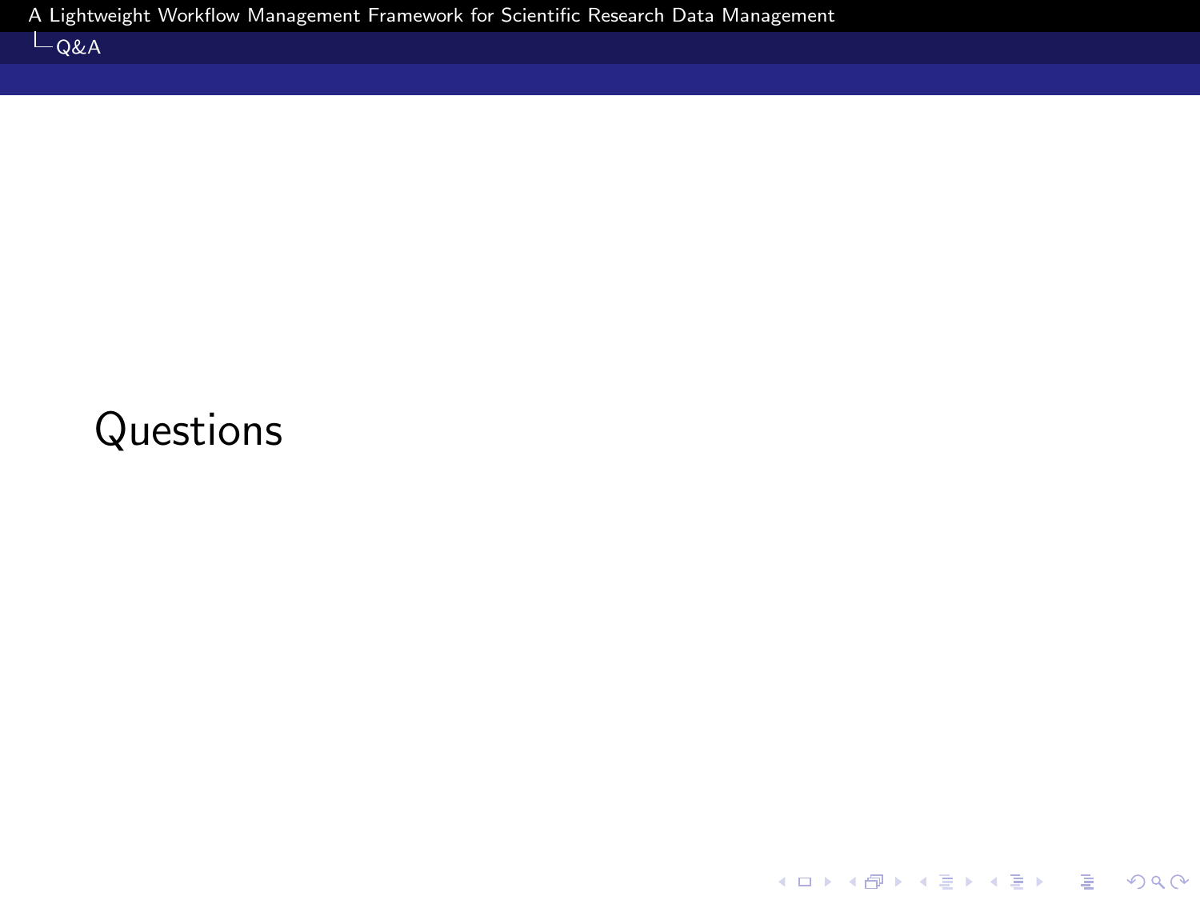Questions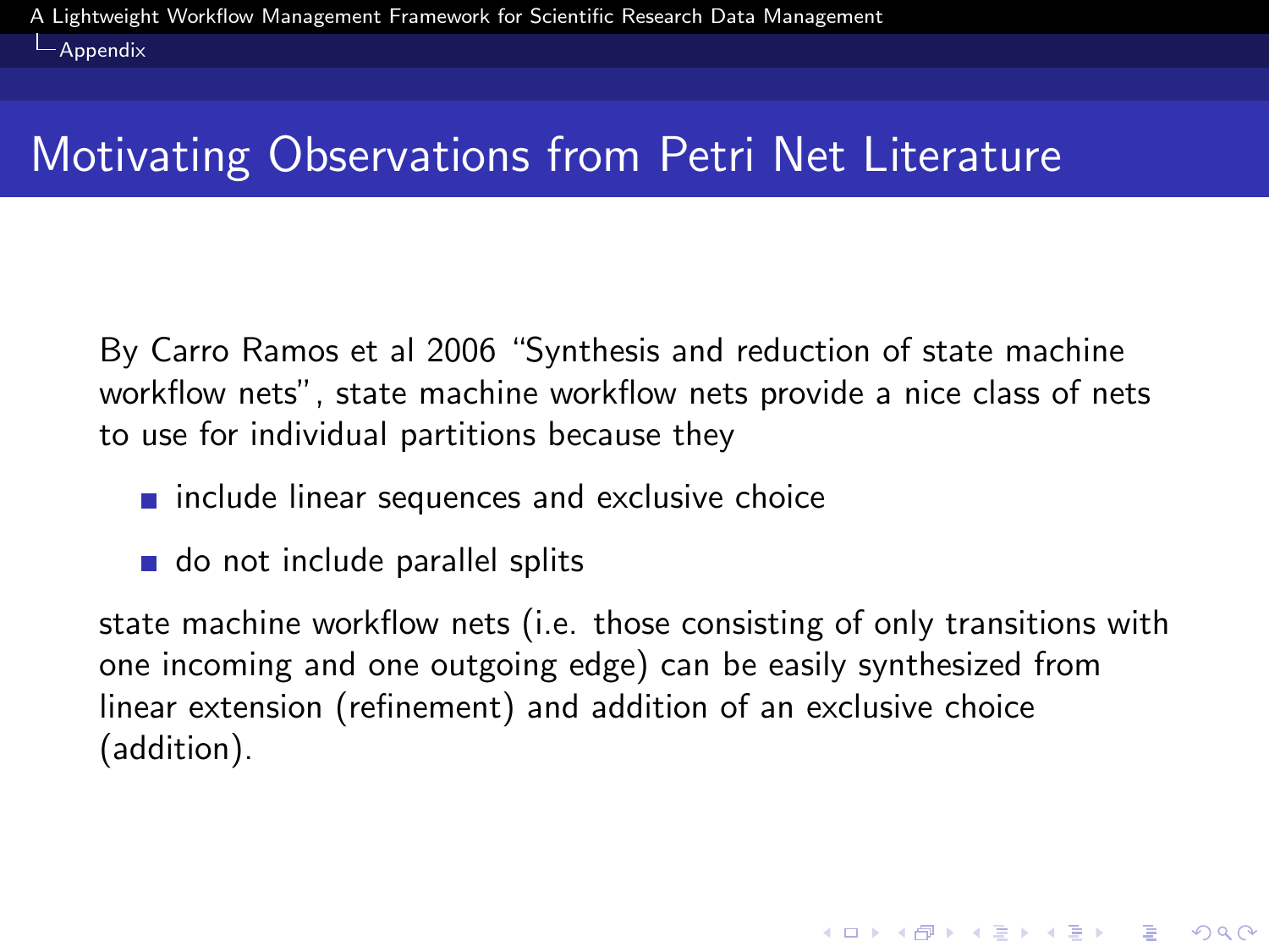# Motivating Observations from Petri Net Literature

By Carro Ramos et al 2006 “Synthesis and reduction of state machine workflow nets”, state machine workflow nets provide a nice class of nets to use for individual partitions because they

- include linear sequences and exclusive choice
- do not include parallel splits

state machine workflow nets (i.e. those consisting of only transitions with one incoming and one outgoing edge) can be easily synthesized from linear extension (refinement) and addition of an exclusive choice (addition).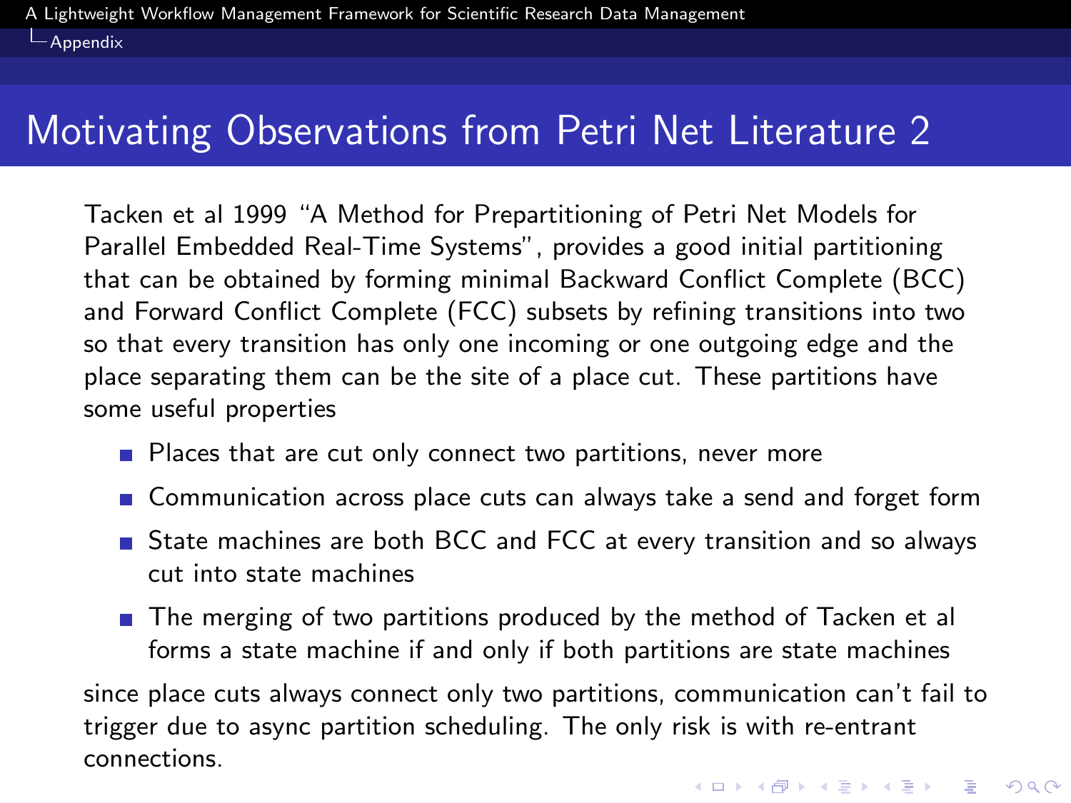# Motivating Observations from Petri Net Literature 2

Tacken et al 1999 “A Method for Prepartitioning of Petri Net Models for Parallel Embedded Real-Time Systems”, provides a good initial partitioning that can be obtained by forming minimal Backward Conflict Complete (BCC) and Forward Conflict Complete (FCC) subsets by refining transitions into two so that every transition has only one incoming or one outgoing edge and the place separating them can be the site of a place cut. These partitions have some useful properties

- Places that are cut only connect two partitions, never more
- Communication across place cuts can always take a send and forget form
- State machines are both BCC and FCC at every transition and so always cut into state machines
- The merging of two partitions produced by the method of Tacken et al forms a state machine if and only if both partitions are state machines

since place cuts always connect only two partitions, communication can't fail to trigger due to async partition scheduling. The only risk is with re-entrant connections.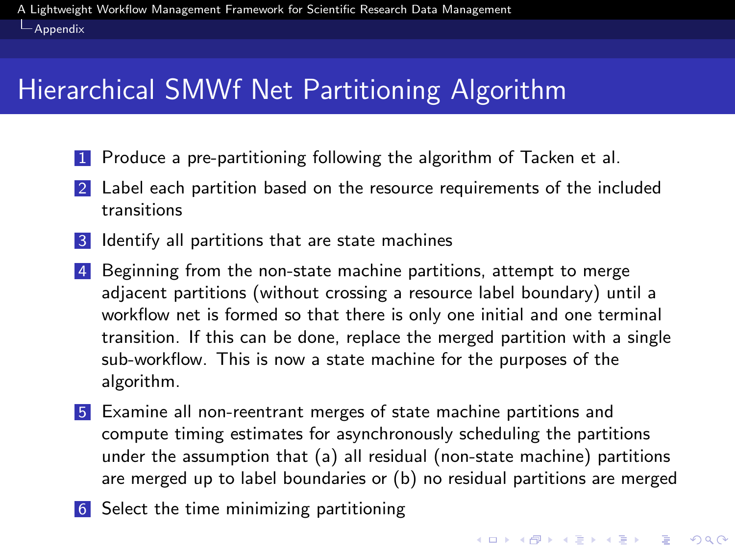# Hierarchical SMWf Net Partitioning Algorithm

1. Produce a pre-partitioning following the algorithm of Tacken et al.
2. Label each partition based on the resource requirements of the included transitions
3. Identify all partitions that are state machines
4. Beginning from the non-state machine partitions, attempt to merge adjacent partitions (without crossing a resource label boundary) until a workflow net is formed so that there is only one initial and one terminal transition. If this can be done, replace the merged partition with a single sub-workflow. This is now a state machine for the purposes of the algorithm.
5. Examine all non-reentrant merges of state machine partitions and compute timing estimates for asynchronously scheduling the partitions under the assumption that (a) all residual (non-state machine) partitions are merged up to label boundaries or (b) no residual partitions are merged
6. Select the time minimizing partitioning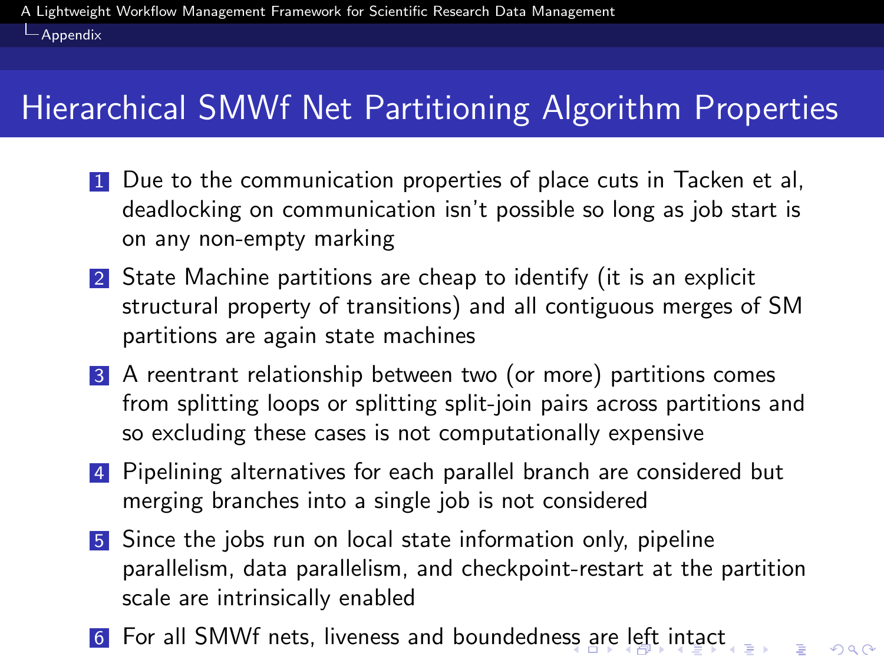# Hierarchical SMWf Net Partitioning Algorithm Properties

1. Due to the communication properties of place cuts in Tacken et al, deadlocking on communication isn't possible so long as job start is on any non-empty marking
2. State Machine partitions are cheap to identify (it is an explicit structural property of transitions) and all contiguous merges of SM partitions are again state machines
3. A reentrant relationship between two (or more) partitions comes from splitting loops or splitting split-join pairs across partitions and so excluding these cases is not computationally expensive
4. Pipelining alternatives for each parallel branch are considered but merging branches into a single job is not considered
5. Since the jobs run on local state information only, pipeline parallelism, data parallelism, and checkpoint-restart at the partition scale are intrinsically enabled
6. For all SMWf nets, liveness and boundedness are left intact